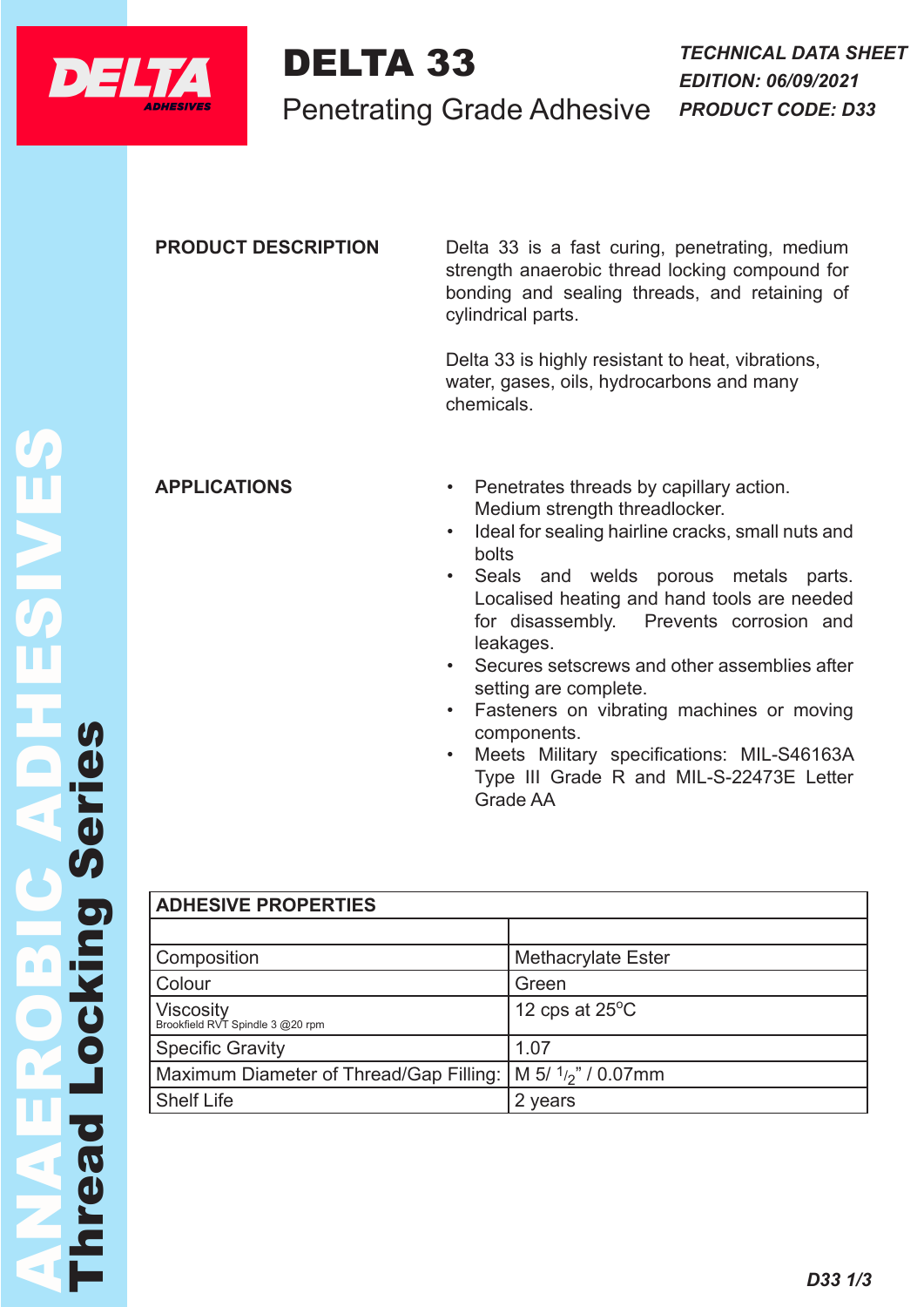# DELTA 33

## Penetrating Grade Adhesive

***TECHNICAL DATA SHEET***
***EDITION: 06/09/2021***
***PRODUCT CODE: D33***

ANAEROBIC ADHESIVES
**Thread Locking Series**

**PRODUCT DESCRIPTION**

Delta 33 is a fast curing, penetrating, medium strength anaerobic thread locking compound for bonding and sealing threads, and retaining of cylindrical parts.

Delta 33 is highly resistant to heat, vibrations, water, gases, oils, hydrocarbons and many chemicals.

**APPLICATIONS**

- Penetrates threads by capillary action. Medium strength threadlocker.
- Ideal for sealing hairline cracks, small nuts and bolts
- Seals and welds porous metals parts. Localised heating and hand tools are needed for disassembly. Prevents corrosion and leakages.
- Secures setscrews and other assemblies after setting are complete.
- Fasteners on vibrating machines or moving components.
- Meets Military specifications: MIL-S46163A Type III Grade R and MIL-S-22473E Letter Grade AA

| **ADHESIVE PROPERTIES** | |
|---|---|
| | |
| Composition | Methacrylate Ester |
| Colour | Green |
| Viscosity<br>Brookfield RVT Spindle 3 @20 rpm | 12 cps at 25°C |
| Specific Gravity | 1.07 |
| Maximum Diameter of Thread/Gap Filling: | M 5/ $^1/_2$" / 0.07mm |
| Shelf Life | 2 years |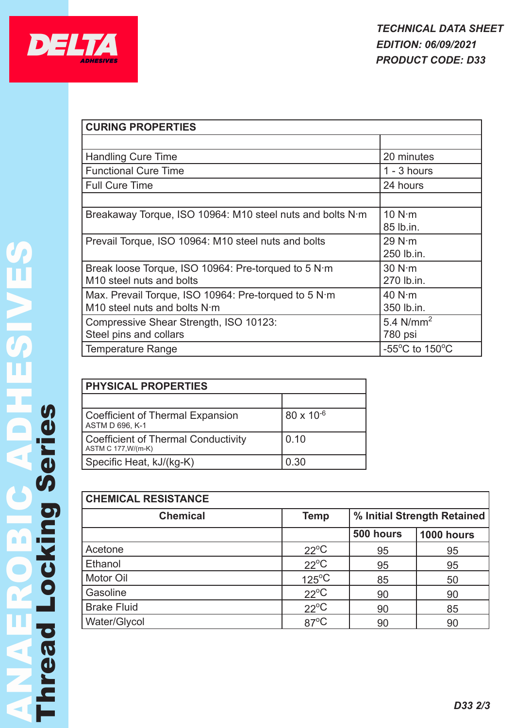**TECHNICAL DATA SHEET**
**EDITION: 06/09/2021**
**PRODUCT CODE: D33**

| CURING PROPERTIES | |
|---|---|
| | |
| Handling Cure Time | 20 minutes |
| Functional Cure Time | 1 - 3 hours |
| Full Cure Time | 24 hours |
| | |
| Breakaway Torque, ISO 10964: M10 steel nuts and bolts N·m | 10 N·m<br>85 lb.in. |
| Prevail Torque, ISO 10964: M10 steel nuts and bolts | 29 N·m<br>250 lb.in. |
| Break loose Torque, ISO 10964: Pre-torqued to 5 N·m M10 steel nuts and bolts | 30 N·m<br>270 lb.in. |
| Max. Prevail Torque, ISO 10964: Pre-torqued to 5 N·m M10 steel nuts and bolts N·m | 40 N·m<br>350 lb.in. |
| Compressive Shear Strength, ISO 10123: Steel pins and collars | 5.4 $N/mm^2$<br>780 psi |
| Temperature Range | -55°C to 150°C |

| PHYSICAL PROPERTIES | |
|---|---|
| | |
| Coefficient of Thermal Expansion<br>ASTM D 696, K-1 | $80 \times 10^{-6}$ |
| Coefficient of Thermal Conductivity<br>ASTM C 177,W/(m-K) | 0.10 |
| Specific Heat, kJ/(kg-K) | 0.30 |

**CHEMICAL RESISTANCE**

| Chemical | Temp | % Initial Strength Retained | |
|---|---|---|---|
| | | 500 hours | 1000 hours |
| Acetone | 22°C | 95 | 95 |
| Ethanol | 22°C | 95 | 95 |
| Motor Oil | 125°C | 85 | 50 |
| Gasoline | 22°C | 90 | 90 |
| Brake Fluid | 22°C | 90 | 85 |
| Water/Glycol | 87°C | 90 | 90 |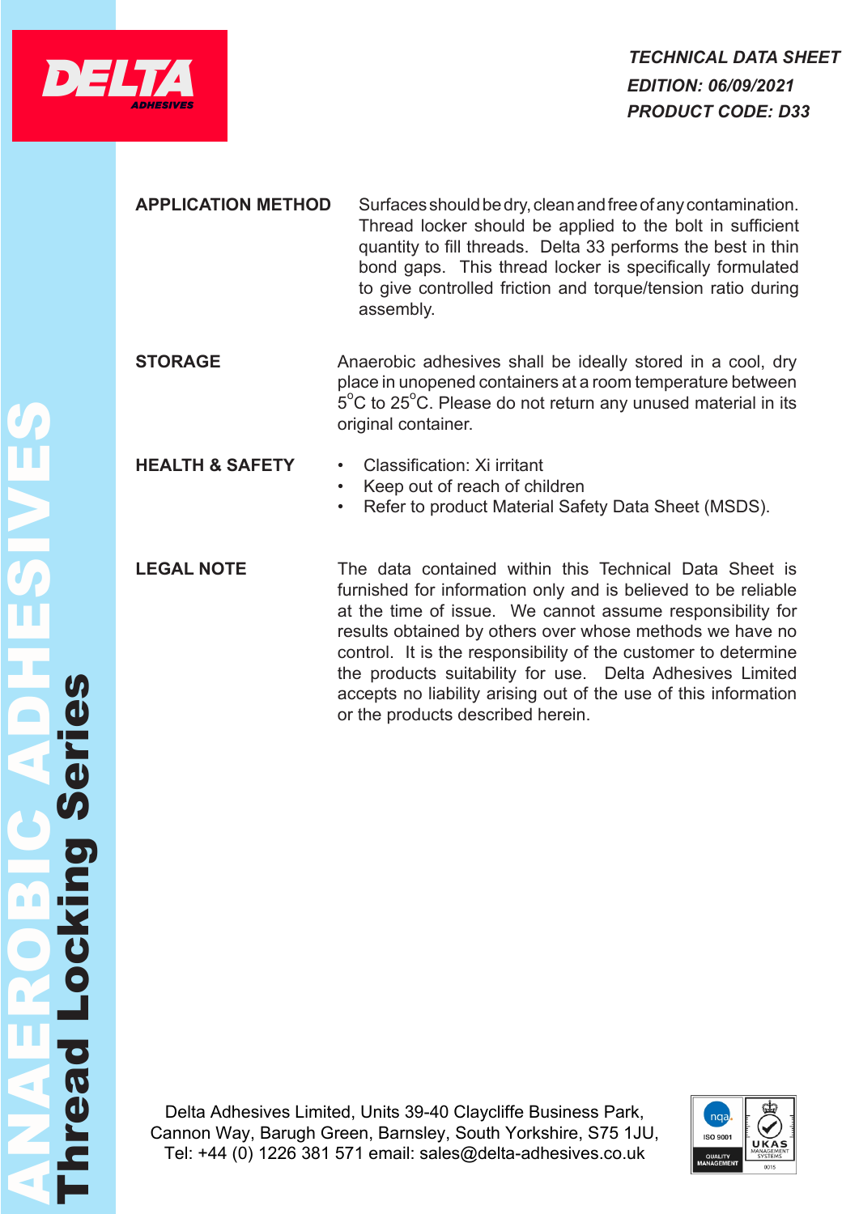**TECHNICAL DATA SHEET**
**EDITION: 06/09/2021**
**PRODUCT CODE: D33**

**APPLICATION METHOD**

Surfaces should be dry, clean and free of any contamination. Thread locker should be applied to the bolt in sufficient quantity to fill threads. Delta 33 performs the best in thin bond gaps. This thread locker is specifically formulated to give controlled friction and torque/tension ratio during assembly.

**STORAGE**

Anaerobic adhesives shall be ideally stored in a cool, dry place in unopened containers at a room temperature between 5°C to 25°C. Please do not return any unused material in its original container.

**HEALTH & SAFETY**

- Classification: Xi irritant
- Keep out of reach of children
- Refer to product Material Safety Data Sheet (MSDS).

**LEGAL NOTE**

The data contained within this Technical Data Sheet is furnished for information only and is believed to be reliable at the time of issue. We cannot assume responsibility for results obtained by others over whose methods we have no control. It is the responsibility of the customer to determine the products suitability for use. Delta Adhesives Limited accepts no liability arising out of the use of this information or the products described herein.

ANAEROBIC ADHESIVES
Thread Locking Series

Delta Adhesives Limited, Units 39-40 Claycliffe Business Park, Cannon Way, Barugh Green, Barnsley, South Yorkshire, S75 1JU,
Tel: +44 (0) 1226 381 571 email: sales@delta-adhesives.co.uk